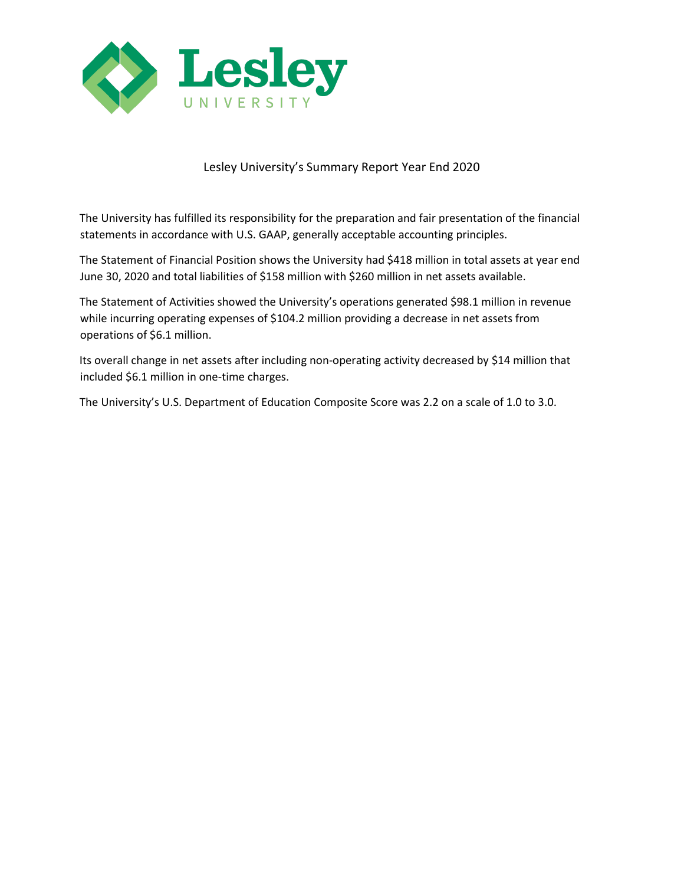# Lesley University

## Lesley University's Summary Report Year End 2020

The University has fulfilled its responsibility for the preparation and fair presentation of the financial statements in accordance with U.S. GAAP, generally acceptable accounting principles.

The Statement of Financial Position shows the University had $418 million in total assets at year end June 30, 2020 and total liabilities of $158 million with $260 million in net assets available.

The Statement of Activities showed the University's operations generated $98.1 million in revenue while incurring operating expenses of $104.2 million providing a decrease in net assets from operations of $6.1 million.

Its overall change in net assets after including non-operating activity decreased by $14 million that included $6.1 million in one-time charges.

The University's U.S. Department of Education Composite Score was 2.2 on a scale of 1.0 to 3.0.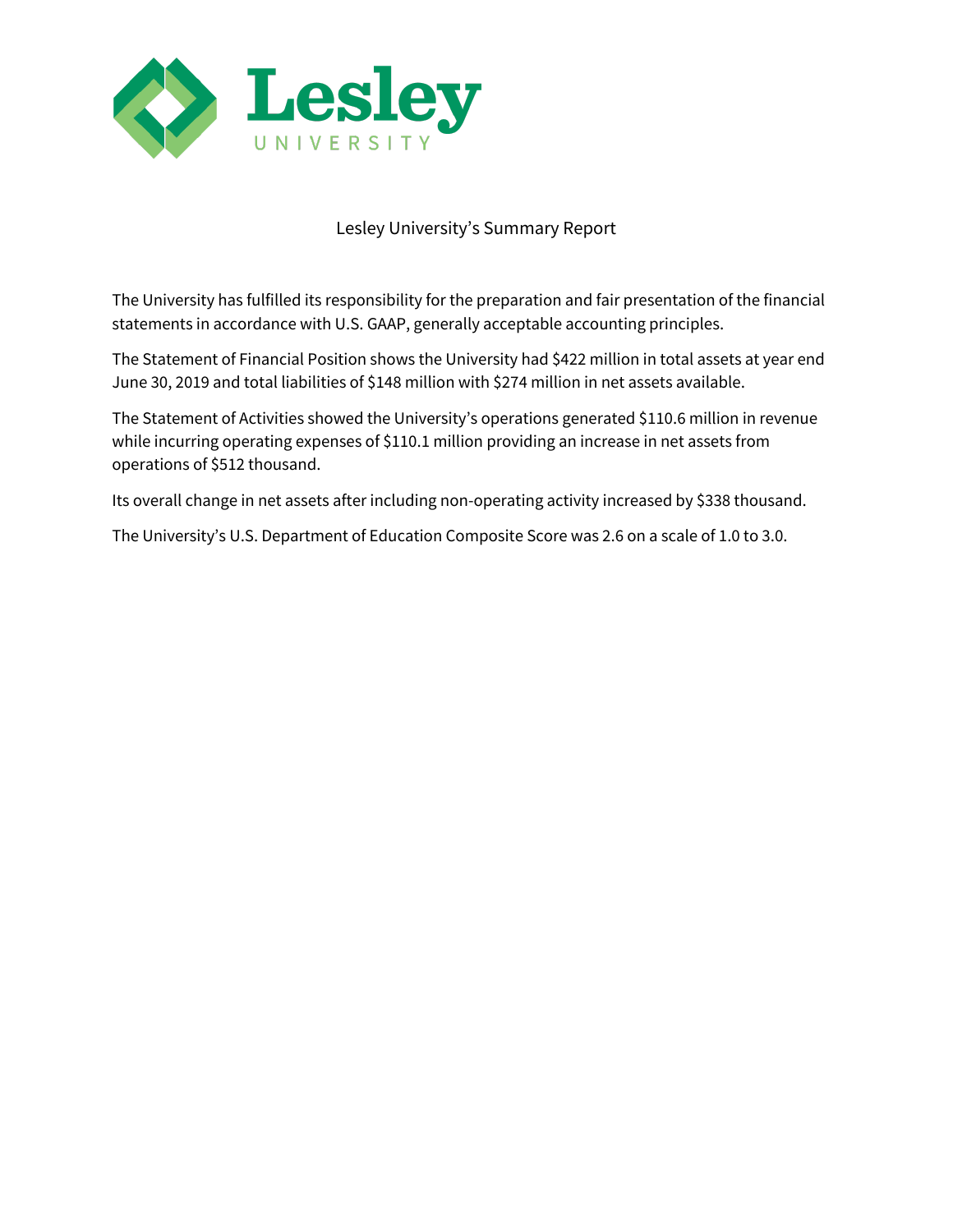Lesley UNIVERSITY

Lesley University's Summary Report

The University has fulfilled its responsibility for the preparation and fair presentation of the financial statements in accordance with U.S. GAAP, generally acceptable accounting principles.

The Statement of Financial Position shows the University had $422 million in total assets at year end June 30, 2019 and total liabilities of $148 million with $274 million in net assets available.

The Statement of Activities showed the University's operations generated $110.6 million in revenue while incurring operating expenses of $110.1 million providing an increase in net assets from operations of $512 thousand.

Its overall change in net assets after including non-operating activity increased by $338 thousand.

The University's U.S. Department of Education Composite Score was 2.6 on a scale of 1.0 to 3.0.